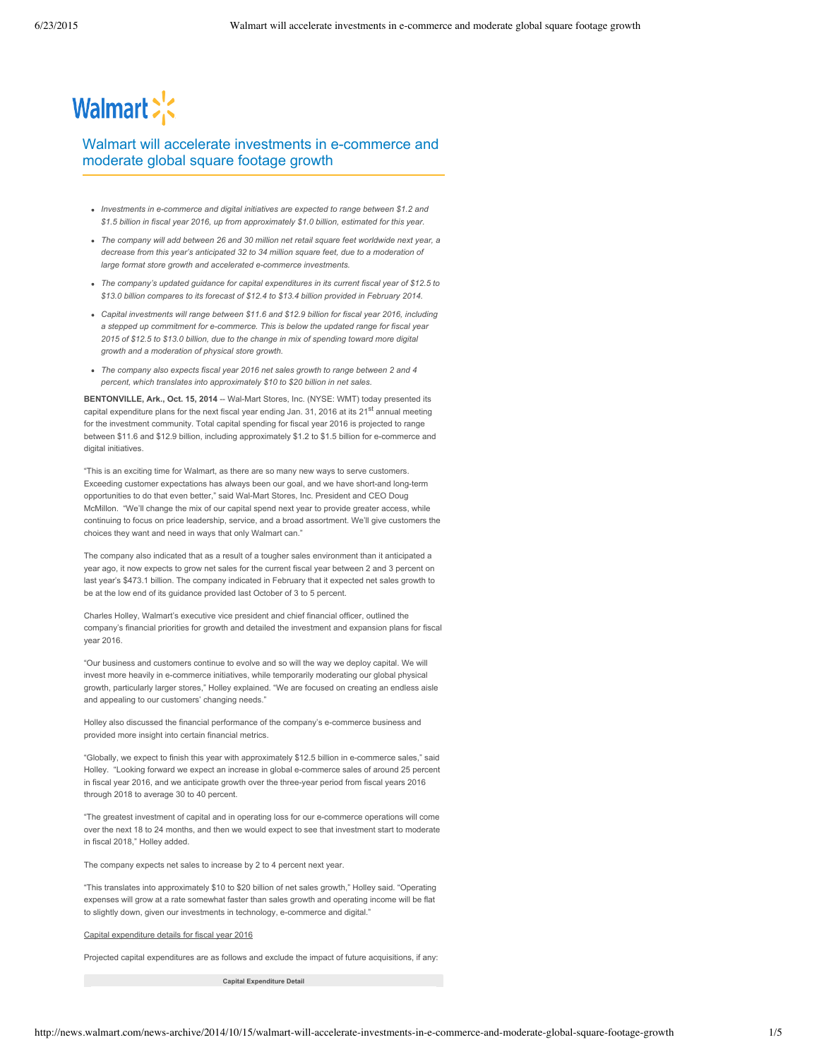Walmart

# Walmart will accelerate investments in e-commerce and moderate global square footage growth

- *Investments in e-commerce and digital initiatives are expected to range between $1.2 and $1.5 billion in fiscal year 2016, up from approximately $1.0 billion, estimated for this year.*
- *The company will add between 26 and 30 million net retail square feet worldwide next year, a decrease from this year's anticipated 32 to 34 million square feet, due to a moderation of large format store growth and accelerated e-commerce investments.*
- *The company's updated guidance for capital expenditures in its current fiscal year of $12.5 to $13.0 billion compares to its forecast of $12.4 to $13.4 billion provided in February 2014.*
- *Capital investments will range between $11.6 and $12.9 billion for fiscal year 2016, including a stepped up commitment for e-commerce. This is below the updated range for fiscal year 2015 of $12.5 to $13.0 billion, due to the change in mix of spending toward more digital growth and a moderation of physical store growth.*
- *The company also expects fiscal year 2016 net sales growth to range between 2 and 4 percent, which translates into approximately $10 to $20 billion in net sales.*

**BENTONVILLE, Ark., Oct. 15, 2014** -- Wal-Mart Stores, Inc. (NYSE: WMT) today presented its capital expenditure plans for the next fiscal year ending Jan. 31, 2016 at its 21st annual meeting for the investment community. Total capital spending for fiscal year 2016 is projected to range between $11.6 and $12.9 billion, including approximately $1.2 to $1.5 billion for e-commerce and digital initiatives.

"This is an exciting time for Walmart, as there are so many new ways to serve customers. Exceeding customer expectations has always been our goal, and we have short-and long-term opportunities to do that even better," said Wal-Mart Stores, Inc. President and CEO Doug McMillon. "We'll change the mix of our capital spend next year to provide greater access, while continuing to focus on price leadership, service, and a broad assortment. We'll give customers the choices they want and need in ways that only Walmart can."

The company also indicated that as a result of a tougher sales environment than it anticipated a year ago, it now expects to grow net sales for the current fiscal year between 2 and 3 percent on last year's $473.1 billion. The company indicated in February that it expected net sales growth to be at the low end of its guidance provided last October of 3 to 5 percent.

Charles Holley, Walmart's executive vice president and chief financial officer, outlined the company's financial priorities for growth and detailed the investment and expansion plans for fiscal year 2016.

"Our business and customers continue to evolve and so will the way we deploy capital. We will invest more heavily in e-commerce initiatives, while temporarily moderating our global physical growth, particularly larger stores," Holley explained. "We are focused on creating an endless aisle and appealing to our customers' changing needs."

Holley also discussed the financial performance of the company's e-commerce business and provided more insight into certain financial metrics.

"Globally, we expect to finish this year with approximately $12.5 billion in e-commerce sales," said Holley. "Looking forward we expect an increase in global e-commerce sales of around 25 percent in fiscal year 2016, and we anticipate growth over the three-year period from fiscal years 2016 through 2018 to average 30 to 40 percent.

"The greatest investment of capital and in operating loss for our e-commerce operations will come over the next 18 to 24 months, and then we would expect to see that investment start to moderate in fiscal 2018," Holley added.

The company expects net sales to increase by 2 to 4 percent next year.

"This translates into approximately $10 to $20 billion of net sales growth," Holley said. "Operating expenses will grow at a rate somewhat faster than sales growth and operating income will be flat to slightly down, given our investments in technology, e-commerce and digital."

Capital expenditure details for fiscal year 2016

Projected capital expenditures are as follows and exclude the impact of future acquisitions, if any:

**Capital Expenditure Detail**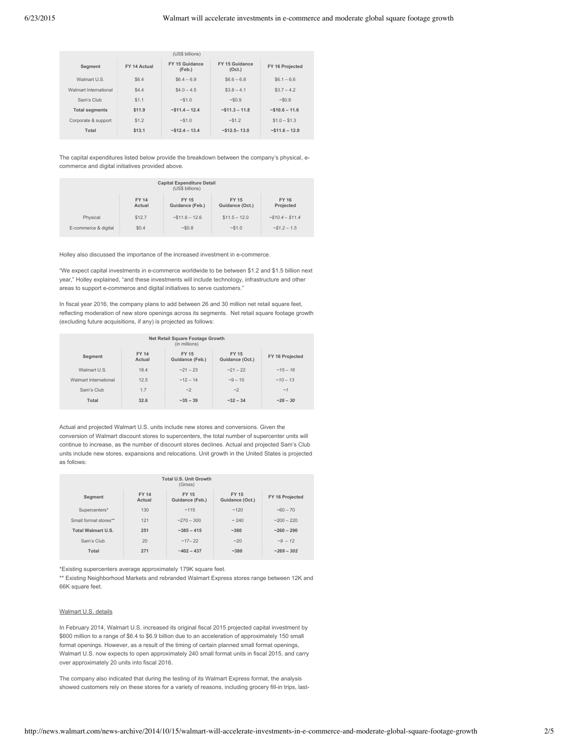| Segment | FY 14 Actual | FY 15 Guidance (Feb.) | FY 15 Guidance (Oct.) | FY 16 Projected |
|---|---|---|---|---|
| | | (US$ billions) | | |
| Walmart U.S. | $6.4 | $6.4 – 6.9 | $6.6 – 6.8 | $6.1 – 6.6 |
| Walmart International | $4.4 | $4.0 – 4.5 | $3.8 – 4.1 | $3.7 – 4.2 |
| Sam's Club | $1.1 | ~$1.0 | ~$0.9 | ~$0.8 |
| **Total segments** | **$11.9** | **~$11.4 – 12.4** | **~$11.3 – 11.8** | **~$10.6 – 11.6** |
| Corporate & support | $1.2 | ~$1.0 | ~$1.2 | $1.0 – $1.3 |
| **Total** | **$13.1** | **~$12.4 – 13.4** | **~$12.5– 13.0** | **~$11.6 – 12.9** |

The capital expenditures listed below provide the breakdown between the company's physical, e-commerce and digital initiatives provided above.

| Capital Expenditure Detail (US$ billions) | | | | |
|---|---|---|---|---|
| | FY 14 Actual | FY 15 Guidance (Feb.) | FY 15 Guidance (Oct.) | FY 16 Projected |
| Physical | $12.7 | ~$11.6 – 12.6 | $11.5 – 12.0 | *~$10.4 – $11.4* |
| E-commerce & digital | $0.4 | ~$0.8 | ~$1.0 | *~$1.2 – 1.5* |

Holley also discussed the importance of the increased investment in e-commerce.

"We expect capital investments in e-commerce worldwide to be between $1.2 and $1.5 billion next year," Holley explained, "and these investments will include technology, infrastructure and other areas to support e-commerce and digital initiatives to serve customers."

In fiscal year 2016, the company plans to add between 26 and 30 million net retail square feet, reflecting moderation of new store openings across its segments. Net retail square footage growth (excluding future acquisitions, if any) is projected as follows:

| Net Retail Square Footage Growth (in millions) | | | | |
|---|---|---|---|---|
| Segment | FY 14 Actual | FY 15 Guidance (Feb.) | FY 15 Guidance (Oct.) | FY 16 Projected |
| Walmart U.S. | 18.4 | ~21 – 23 | ~21 – 22 | *~15 – 16* |
| Walmart International | 12.5 | ~12 – 14 | ~9 – 10 | *~10 – 13* |
| Sam's Club | 1.7 | ~2 | ~2 | *~1* |
| **Total** | **32.6** | **~35 – 39** | **~32 – 34** | ***~26 – 30*** |

Actual and projected Walmart U.S. units include new stores and conversions. Given the conversion of Walmart discount stores to supercenters, the total number of supercenter units will continue to increase, as the number of discount stores declines. Actual and projected Sam's Club units include new stores, expansions and relocations. Unit growth in the United States is projected as follows:

| Total U.S. Unit Growth (Gross) | | | | |
|---|---|---|---|---|
| Segment | FY 14 Actual | FY 15 Guidance (Feb.) | FY 15 Guidance (Oct.) | FY 16 Projected |
| Supercenters* | 130 | ~115 | ~120 | ~60 – 70 |
| Small format stores** | 121 | ~270 – 300 | ~ 240 | ~200 – 220 |
| **Total Walmart U.S.** | **251** | **~385 – 415** | **~360** | **~260 – 290** |
| Sam's Club | 20 | ~17– 22 | ~20 | *~9 – 12* |
| **Total** | **271** | **~402 – 437** | **~380** | ***~269 – 302*** |

*Existing supercenters average approximately 179K square feet.

** Existing Neighborhood Markets and rebranded Walmart Express stores range between 12K and 66K square feet.

Walmart U.S. details

In February 2014, Walmart U.S. increased its original fiscal 2015 projected capital investment by $600 million to a range of $6.4 to $6.9 billion due to an acceleration of approximately 150 small format openings. However, as a result of the timing of certain planned small format openings, Walmart U.S. now expects to open approximately 240 small format units in fiscal 2015, and carry over approximately 20 units into fiscal 2016.

The company also indicated that during the testing of its Walmart Express format, the analysis showed customers rely on these stores for a variety of reasons, including grocery fill-in trips, last-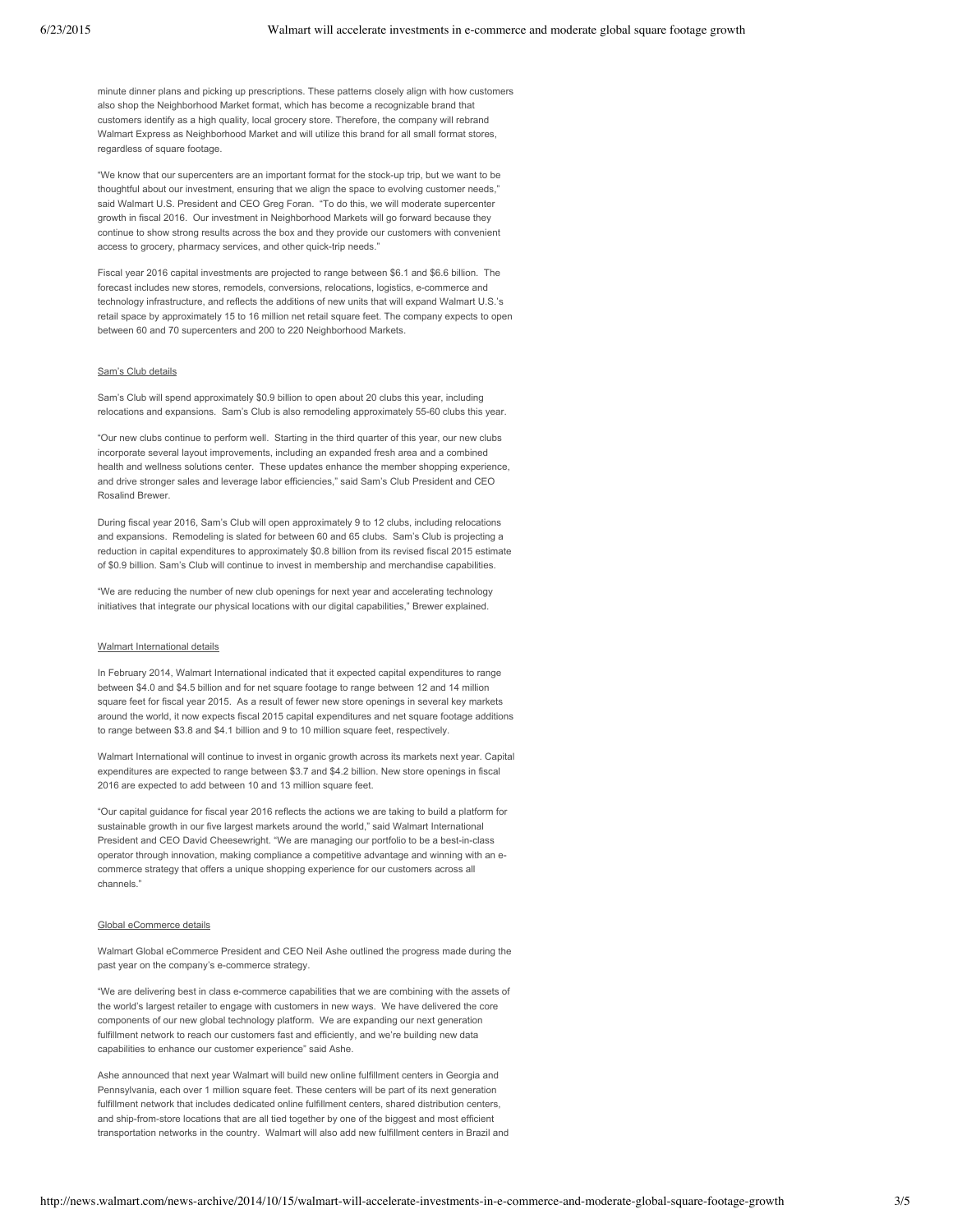minute dinner plans and picking up prescriptions. These patterns closely align with how customers also shop the Neighborhood Market format, which has become a recognizable brand that customers identify as a high quality, local grocery store. Therefore, the company will rebrand Walmart Express as Neighborhood Market and will utilize this brand for all small format stores, regardless of square footage.

"We know that our supercenters are an important format for the stock-up trip, but we want to be thoughtful about our investment, ensuring that we align the space to evolving customer needs," said Walmart U.S. President and CEO Greg Foran. "To do this, we will moderate supercenter growth in fiscal 2016. Our investment in Neighborhood Markets will go forward because they continue to show strong results across the box and they provide our customers with convenient access to grocery, pharmacy services, and other quick-trip needs."

Fiscal year 2016 capital investments are projected to range between $6.1 and $6.6 billion. The forecast includes new stores, remodels, conversions, relocations, logistics, e-commerce and technology infrastructure, and reflects the additions of new units that will expand Walmart U.S.'s retail space by approximately 15 to 16 million net retail square feet. The company expects to open between 60 and 70 supercenters and 200 to 220 Neighborhood Markets.

Sam's Club details

Sam's Club will spend approximately $0.9 billion to open about 20 clubs this year, including relocations and expansions. Sam's Club is also remodeling approximately 55-60 clubs this year.

"Our new clubs continue to perform well. Starting in the third quarter of this year, our new clubs incorporate several layout improvements, including an expanded fresh area and a combined health and wellness solutions center. These updates enhance the member shopping experience, and drive stronger sales and leverage labor efficiencies," said Sam's Club President and CEO Rosalind Brewer.

During fiscal year 2016, Sam's Club will open approximately 9 to 12 clubs, including relocations and expansions. Remodeling is slated for between 60 and 65 clubs. Sam's Club is projecting a reduction in capital expenditures to approximately $0.8 billion from its revised fiscal 2015 estimate of $0.9 billion. Sam's Club will continue to invest in membership and merchandise capabilities.

"We are reducing the number of new club openings for next year and accelerating technology initiatives that integrate our physical locations with our digital capabilities," Brewer explained.

Walmart International details

In February 2014, Walmart International indicated that it expected capital expenditures to range between $4.0 and $4.5 billion and for net square footage to range between 12 and 14 million square feet for fiscal year 2015. As a result of fewer new store openings in several key markets around the world, it now expects fiscal 2015 capital expenditures and net square footage additions to range between $3.8 and $4.1 billion and 9 to 10 million square feet, respectively.

Walmart International will continue to invest in organic growth across its markets next year. Capital expenditures are expected to range between $3.7 and $4.2 billion. New store openings in fiscal 2016 are expected to add between 10 and 13 million square feet.

"Our capital guidance for fiscal year 2016 reflects the actions we are taking to build a platform for sustainable growth in our five largest markets around the world," said Walmart International President and CEO David Cheesewright. "We are managing our portfolio to be a best-in-class operator through innovation, making compliance a competitive advantage and winning with an e-commerce strategy that offers a unique shopping experience for our customers across all channels."

Global eCommerce details

Walmart Global eCommerce President and CEO Neil Ashe outlined the progress made during the past year on the company's e-commerce strategy.

"We are delivering best in class e-commerce capabilities that we are combining with the assets of the world's largest retailer to engage with customers in new ways. We have delivered the core components of our new global technology platform. We are expanding our next generation fulfillment network to reach our customers fast and efficiently, and we're building new data capabilities to enhance our customer experience" said Ashe.

Ashe announced that next year Walmart will build new online fulfillment centers in Georgia and Pennsylvania, each over 1 million square feet. These centers will be part of its next generation fulfillment network that includes dedicated online fulfillment centers, shared distribution centers, and ship-from-store locations that are all tied together by one of the biggest and most efficient transportation networks in the country. Walmart will also add new fulfillment centers in Brazil and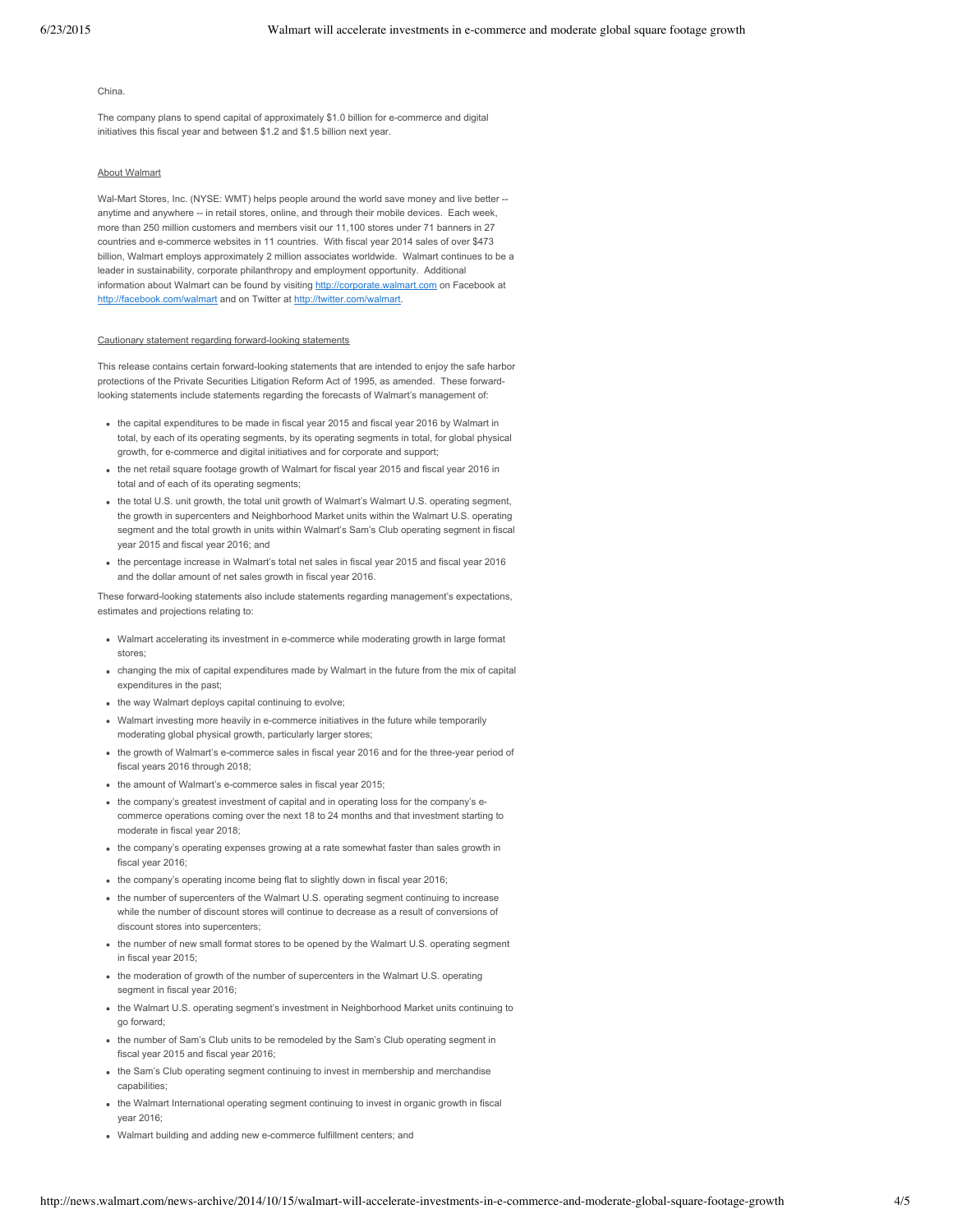China.

The company plans to spend capital of approximately $1.0 billion for e-commerce and digital initiatives this fiscal year and between $1.2 and $1.5 billion next year.

About Walmart

Wal-Mart Stores, Inc. (NYSE: WMT) helps people around the world save money and live better -- anytime and anywhere -- in retail stores, online, and through their mobile devices. Each week, more than 250 million customers and members visit our 11,100 stores under 71 banners in 27 countries and e-commerce websites in 11 countries. With fiscal year 2014 sales of over $473 billion, Walmart employs approximately 2 million associates worldwide. Walmart continues to be a leader in sustainability, corporate philanthropy and employment opportunity. Additional information about Walmart can be found by visiting [http://corporate.walmart.com](http://corporate.walmart.com) on Facebook at [http://facebook.com/walmart](http://facebook.com/walmart) and on Twitter at [http://twitter.com/walmart](http://twitter.com/walmart).

Cautionary statement regarding forward-looking statements

This release contains certain forward-looking statements that are intended to enjoy the safe harbor protections of the Private Securities Litigation Reform Act of 1995, as amended. These forward-looking statements include statements regarding the forecasts of Walmart's management of:

- the capital expenditures to be made in fiscal year 2015 and fiscal year 2016 by Walmart in total, by each of its operating segments, by its operating segments in total, for global physical growth, for e-commerce and digital initiatives and for corporate and support;
- the net retail square footage growth of Walmart for fiscal year 2015 and fiscal year 2016 in total and of each of its operating segments;
- the total U.S. unit growth, the total unit growth of Walmart's Walmart U.S. operating segment, the growth in supercenters and Neighborhood Market units within the Walmart U.S. operating segment and the total growth in units within Walmart's Sam's Club operating segment in fiscal year 2015 and fiscal year 2016; and
- the percentage increase in Walmart's total net sales in fiscal year 2015 and fiscal year 2016 and the dollar amount of net sales growth in fiscal year 2016.

These forward-looking statements also include statements regarding management's expectations, estimates and projections relating to:

- Walmart accelerating its investment in e-commerce while moderating growth in large format stores;
- changing the mix of capital expenditures made by Walmart in the future from the mix of capital expenditures in the past;
- the way Walmart deploys capital continuing to evolve;
- Walmart investing more heavily in e-commerce initiatives in the future while temporarily moderating global physical growth, particularly larger stores;
- the growth of Walmart's e-commerce sales in fiscal year 2016 and for the three-year period of fiscal years 2016 through 2018;
- the amount of Walmart's e-commerce sales in fiscal year 2015;
- the company's greatest investment of capital and in operating loss for the company's e-commerce operations coming over the next 18 to 24 months and that investment starting to moderate in fiscal year 2018;
- the company's operating expenses growing at a rate somewhat faster than sales growth in fiscal year 2016;
- the company's operating income being flat to slightly down in fiscal year 2016;
- the number of supercenters of the Walmart U.S. operating segment continuing to increase while the number of discount stores will continue to decrease as a result of conversions of discount stores into supercenters;
- the number of new small format stores to be opened by the Walmart U.S. operating segment in fiscal year 2015;
- the moderation of growth of the number of supercenters in the Walmart U.S. operating segment in fiscal year 2016;
- the Walmart U.S. operating segment's investment in Neighborhood Market units continuing to go forward;
- the number of Sam's Club units to be remodeled by the Sam's Club operating segment in fiscal year 2015 and fiscal year 2016;
- the Sam's Club operating segment continuing to invest in membership and merchandise capabilities;
- the Walmart International operating segment continuing to invest in organic growth in fiscal year 2016;
- Walmart building and adding new e-commerce fulfillment centers; and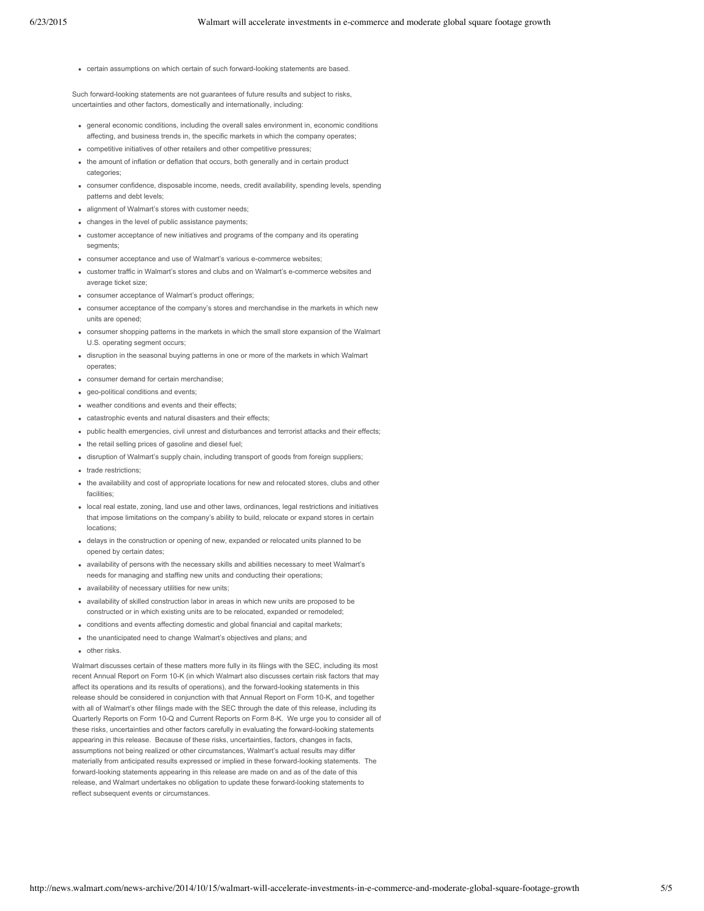- certain assumptions on which certain of such forward-looking statements are based.

Such forward-looking statements are not guarantees of future results and subject to risks, uncertainties and other factors, domestically and internationally, including:

- general economic conditions, including the overall sales environment in, economic conditions affecting, and business trends in, the specific markets in which the company operates;
- competitive initiatives of other retailers and other competitive pressures;
- the amount of inflation or deflation that occurs, both generally and in certain product categories;
- consumer confidence, disposable income, needs, credit availability, spending levels, spending patterns and debt levels;
- alignment of Walmart's stores with customer needs;
- changes in the level of public assistance payments;
- customer acceptance of new initiatives and programs of the company and its operating segments;
- consumer acceptance and use of Walmart's various e-commerce websites;
- customer traffic in Walmart's stores and clubs and on Walmart's e-commerce websites and average ticket size;
- consumer acceptance of Walmart's product offerings;
- consumer acceptance of the company's stores and merchandise in the markets in which new units are opened;
- consumer shopping patterns in the markets in which the small store expansion of the Walmart U.S. operating segment occurs;
- disruption in the seasonal buying patterns in one or more of the markets in which Walmart operates;
- consumer demand for certain merchandise;
- geo-political conditions and events;
- weather conditions and events and their effects;
- catastrophic events and natural disasters and their effects;
- public health emergencies, civil unrest and disturbances and terrorist attacks and their effects;
- the retail selling prices of gasoline and diesel fuel;
- disruption of Walmart's supply chain, including transport of goods from foreign suppliers;
- trade restrictions;
- the availability and cost of appropriate locations for new and relocated stores, clubs and other facilities;
- local real estate, zoning, land use and other laws, ordinances, legal restrictions and initiatives that impose limitations on the company's ability to build, relocate or expand stores in certain locations;
- delays in the construction or opening of new, expanded or relocated units planned to be opened by certain dates;
- availability of persons with the necessary skills and abilities necessary to meet Walmart's needs for managing and staffing new units and conducting their operations;
- availability of necessary utilities for new units;
- availability of skilled construction labor in areas in which new units are proposed to be constructed or in which existing units are to be relocated, expanded or remodeled;
- conditions and events affecting domestic and global financial and capital markets;
- the unanticipated need to change Walmart's objectives and plans; and
- other risks.

Walmart discusses certain of these matters more fully in its filings with the SEC, including its most recent Annual Report on Form 10-K (in which Walmart also discusses certain risk factors that may affect its operations and its results of operations), and the forward-looking statements in this release should be considered in conjunction with that Annual Report on Form 10-K, and together with all of Walmart's other filings made with the SEC through the date of this release, including its Quarterly Reports on Form 10-Q and Current Reports on Form 8-K. We urge you to consider all of these risks, uncertainties and other factors carefully in evaluating the forward-looking statements appearing in this release. Because of these risks, uncertainties, factors, changes in facts, assumptions not being realized or other circumstances, Walmart's actual results may differ materially from anticipated results expressed or implied in these forward-looking statements. The forward-looking statements appearing in this release are made on and as of the date of this release, and Walmart undertakes no obligation to update these forward-looking statements to reflect subsequent events or circumstances.